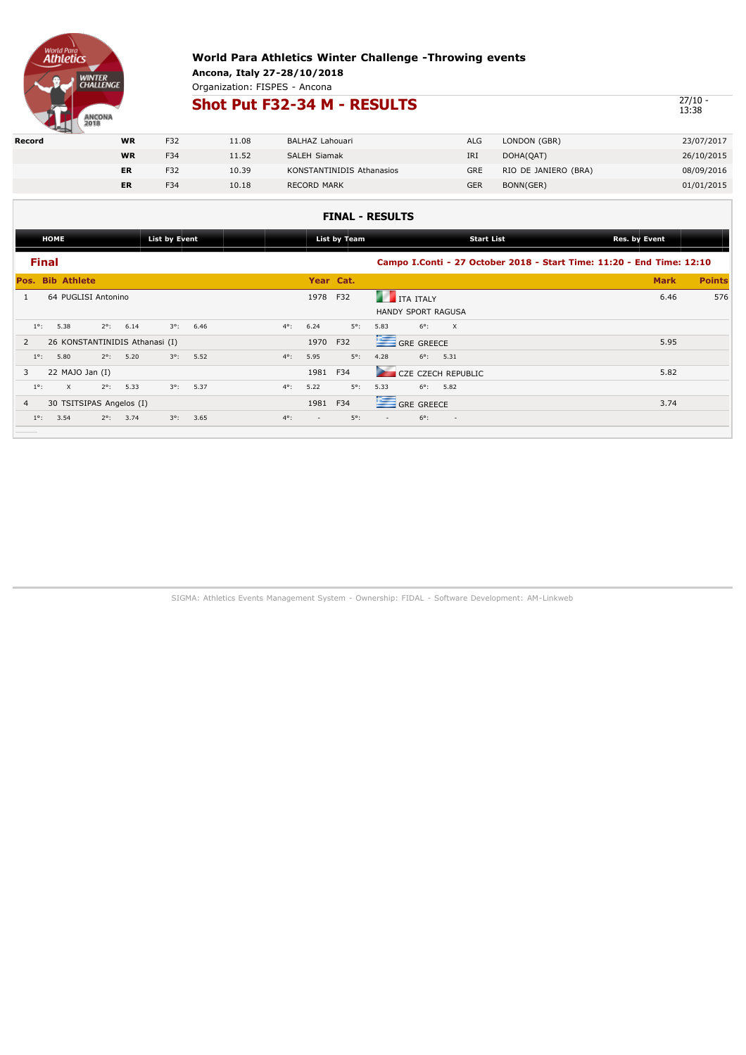# World Para Athletics Winter Challenge -Throwing events

**Ancona, Italy 27-28/10/2018**

Organization: FISPES - Ancona

## Shot Put F32-34 M - RESULTS

27/10 - 13:38

| Record | | | | | | | |
|---|---|---|---|---|---|---|---|
| | WR | F32 | 11.08 | BALHAZ Lahouari | ALG | LONDON (GBR) | 23/07/2017 |
| | WR | F34 | 11.52 | SALEH Siamak | IRI | DOHA(QAT) | 26/10/2015 |
| | ER | F32 | 10.39 | KONSTANTINIDIS Athanasios | GRE | RIO DE JANEIRO (BRA) | 08/09/2016 |
| | ER | F34 | 10.18 | RECORD MARK | GER | BONN(GER) | 01/01/2015 |

### FINAL - RESULTS

HOME | List by Event | List by Team | Start List | Res. by Event

**Final**

**Campo I.Conti - 27 October 2018 - Start Time: 11:20 - End Time: 12:10**

| Pos. | Bib | Athlete | Year | Cat. | | Mark | Points |
|---|---|---|---|---|---|---|---|
| 1 | 64 | PUGLISI Antonino | 1978 | F32 | ITA ITALY<br>HANDY SPORT RAGUSA | 6.46 | 576 |
| | | 1°: 5.38 2°: 6.14 3°: 6.46 | 4°: 6.24 | 5°: 5.83 | 6°: X | | |
| 2 | 26 | KONSTANTINIDIS Athanasi (I) | 1970 | F32 | GRE GREECE | 5.95 | |
| | | 1°: 5.80 2°: 5.20 3°: 5.52 | 4°: 5.95 | 5°: 4.28 | 6°: 5.31 | | |
| 3 | 22 | MAJO Jan (I) | 1981 | F34 | CZE CZECH REPUBLIC | 5.82 | |
| | | 1°: X 2°: 5.33 3°: 5.37 | 4°: 5.22 | 5°: 5.33 | 6°: 5.82 | | |
| 4 | 30 | TSITSIPAS Angelos (I) | 1981 | F34 | GRE GREECE | 3.74 | |
| | | 1°: 3.54 2°: 3.74 3°: 3.65 | 4°: - | 5°: - | 6°: - | | |

SIGMA: Athletics Events Management System - Ownership: FIDAL - Software Development: AM-Linkweb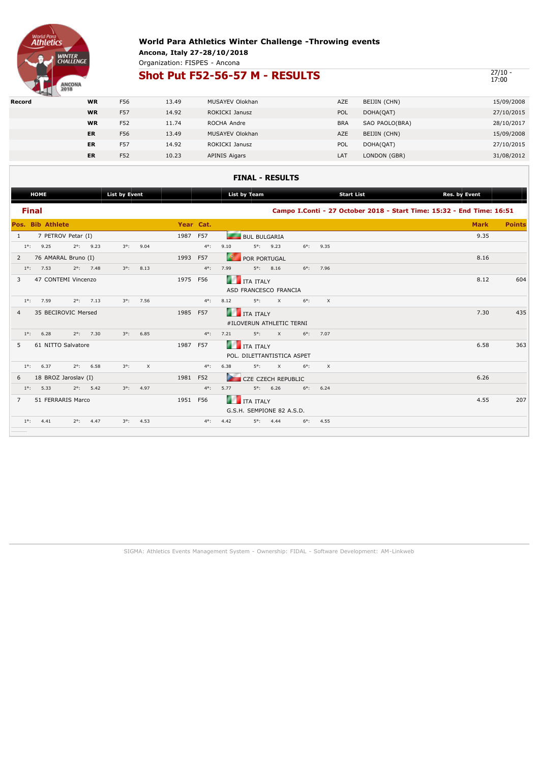## World Para Athletics Winter Challenge -Throwing events

**Ancona, Italy 27-28/10/2018**

Organization: FISPES - Ancona

# Shot Put F52-56-57 M - RESULTS

27/10 - 17:00

| Record | | | | | | | |
|---|---|---|---|---|---|---|---|
| | WR | F56 | 13.49 | MUSAYEV Olokhan | AZE | BEIJIN (CHN) | 15/09/2008 |
| | WR | F57 | 14.92 | ROKICKI Janusz | POL | DOHA(QAT) | 27/10/2015 |
| | WR | F52 | 11.74 | ROCHA Andre | BRA | SAO PAOLO(BRA) | 28/10/2017 |
| | ER | F56 | 13.49 | MUSAYEV Olokhan | AZE | BEIJIN (CHN) | 15/09/2008 |
| | ER | F57 | 14.92 | ROKICKI Janusz | POL | DOHA(QAT) | 27/10/2015 |
| | ER | F52 | 10.23 | APINIS Aigars | LAT | LONDON (GBR) | 31/08/2012 |

## FINAL - RESULTS

HOME | List by Event | List by Team | Start List | Res. by Event

### Final

**Campo I.Conti - 27 October 2018 - Start Time: 15:32 - End Time: 16:51**

| Pos. | Bib | Athlete | Year | Cat. | Team | Mark | Points |
|---|---|---|---|---|---|---|---|
| 1 | 7 | PETROV Petar (I) | 1987 | F57 | BUL BULGARIA | 9.35 | |
| | | 1°: 9.25 2°: 9.23 3°: 9.04 | | | 4°: 9.10 5°: 9.23 6°: 9.35 | | |
| 2 | 76 | AMARAL Bruno (I) | 1993 | F57 | POR PORTUGAL | 8.16 | |
| | | 1°: 7.53 2°: 7.48 3°: 8.13 | | | 4°: 7.99 5°: 8.16 6°: 7.96 | | |
| 3 | 47 | CONTEMI Vincenzo | 1975 | F56 | ITA ITALY<br>ASD FRANCESCO FRANCIA | 8.12 | 604 |
| | | 1°: 7.59 2°: 7.13 3°: 7.56 | | | 4°: 8.12 5°: X 6°: X | | |
| 4 | 35 | BECIROVIC Mersed | 1985 | F57 | ITA ITALY<br>#ILOVERUN ATHLETIC TERNI | 7.30 | 435 |
| | | 1°: 6.28 2°: 7.30 3°: 6.85 | | | 4°: 7.21 5°: X 6°: 7.07 | | |
| 5 | 61 | NITTO Salvatore | 1987 | F57 | ITA ITALY<br>POL. DILETTANTISTICA ASPET | 6.58 | 363 |
| | | 1°: 6.37 2°: 6.58 3°: X | | | 4°: 6.38 5°: X 6°: X | | |
| 6 | 18 | BROZ Jaroslav (I) | 1981 | F52 | CZE CZECH REPUBLIC | 6.26 | |
| | | 1°: 5.33 2°: 5.42 3°: 4.97 | | | 4°: 5.77 5°: 6.26 6°: 6.24 | | |
| 7 | 51 | FERRARIS Marco | 1951 | F56 | ITA ITALY<br>G.S.H. SEMPIONE 82 A.S.D. | 4.55 | 207 |
| | | 1°: 4.41 2°: 4.47 3°: 4.53 | | | 4°: 4.42 5°: 4.44 6°: 4.55 | | |

SIGMA: Athletics Events Management System - Ownership: FIDAL - Software Development: AM-Linkweb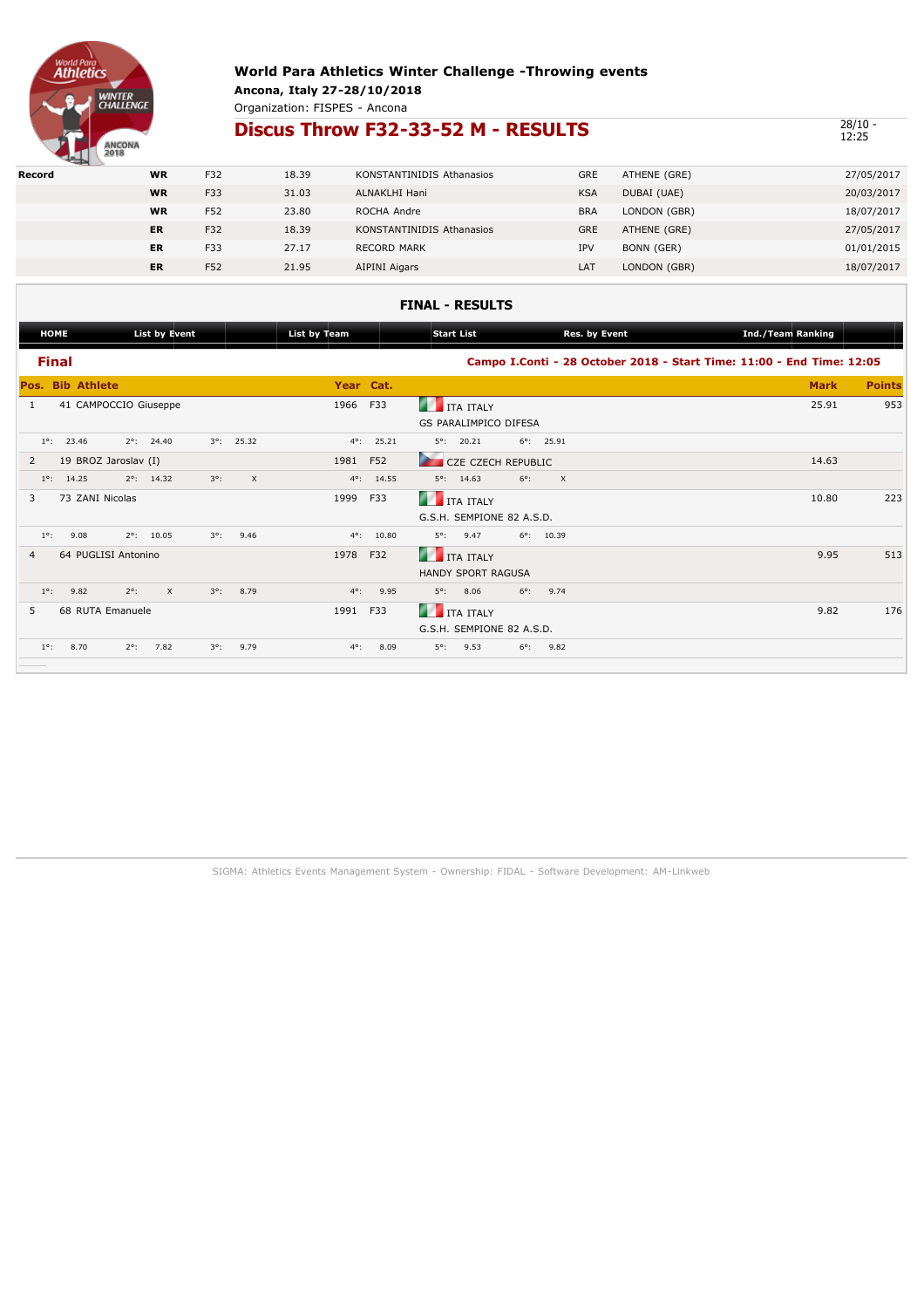# World Para Athletics Winter Challenge -Throwing events

**Ancona, Italy 27-28/10/2018**

Organization: FISPES - Ancona

## Discus Throw F32-33-52 M - RESULTS

28/10 - 12:25

| Record | | | | | | | |
|---|---|---|---|---|---|---|---|
| | WR | F32 | 18.39 | KONSTANTINIDIS Athanasios | GRE | ATHENE (GRE) | 27/05/2017 |
| | WR | F33 | 31.03 | ALNAKLHI Hani | KSA | DUBAI (UAE) | 20/03/2017 |
| | WR | F52 | 23.80 | ROCHA Andre | BRA | LONDON (GBR) | 18/07/2017 |
| | ER | F32 | 18.39 | KONSTANTINIDIS Athanasios | GRE | ATHENE (GRE) | 27/05/2017 |
| | ER | F33 | 27.17 | RECORD MARK | IPV | BONN (GER) | 01/01/2015 |
| | ER | F52 | 21.95 | AIPINI Aigars | LAT | LONDON (GBR) | 18/07/2017 |

### FINAL - RESULTS

HOME | List by Event | List by Team | Start List | Res. by Event | Ind./Team Ranking

**Final**

Campo I.Conti - 28 October 2018 - Start Time: 11:00 - End Time: 12:05

| Pos. | Bib | Athlete | Year | Cat. | Team | Mark | Points |
|---|---|---|---|---|---|---|---|
| 1 | 41 | CAMPOCCIO Giuseppe | 1966 | F33 | ITA ITALY<br>GS PARALIMPICO DIFESA | 25.91 | 953 |
| | | 1°: 23.46 2°: 24.40 3°: 25.32 4°: 25.21 5°: 20.21 6°: 25.91 | | | | | |
| 2 | 19 | BROZ Jaroslav (I) | 1981 | F52 | CZE CZECH REPUBLIC | 14.63 | |
| | | 1°: 14.25 2°: 14.32 3°: X 4°: 14.55 5°: 14.63 6°: X | | | | | |
| 3 | 73 | ZANI Nicolas | 1999 | F33 | ITA ITALY<br>G.S.H. SEMPIONE 82 A.S.D. | 10.80 | 223 |
| | | 1°: 9.08 2°: 10.05 3°: 9.46 4°: 10.80 5°: 9.47 6°: 10.39 | | | | | |
| 4 | 64 | PUGLISI Antonino | 1978 | F32 | ITA ITALY<br>HANDY SPORT RAGUSA | 9.95 | 513 |
| | | 1°: 9.82 2°: X 3°: 8.79 4°: 9.95 5°: 8.06 6°: 9.74 | | | | | |
| 5 | 68 | RUTA Emanuele | 1991 | F33 | ITA ITALY<br>G.S.H. SEMPIONE 82 A.S.D. | 9.82 | 176 |
| | | 1°: 8.70 2°: 7.82 3°: 9.79 4°: 8.09 5°: 9.53 6°: 9.82 | | | | | |

SIGMA: Athletics Events Management System - Ownership: FIDAL - Software Development: AM-Linkweb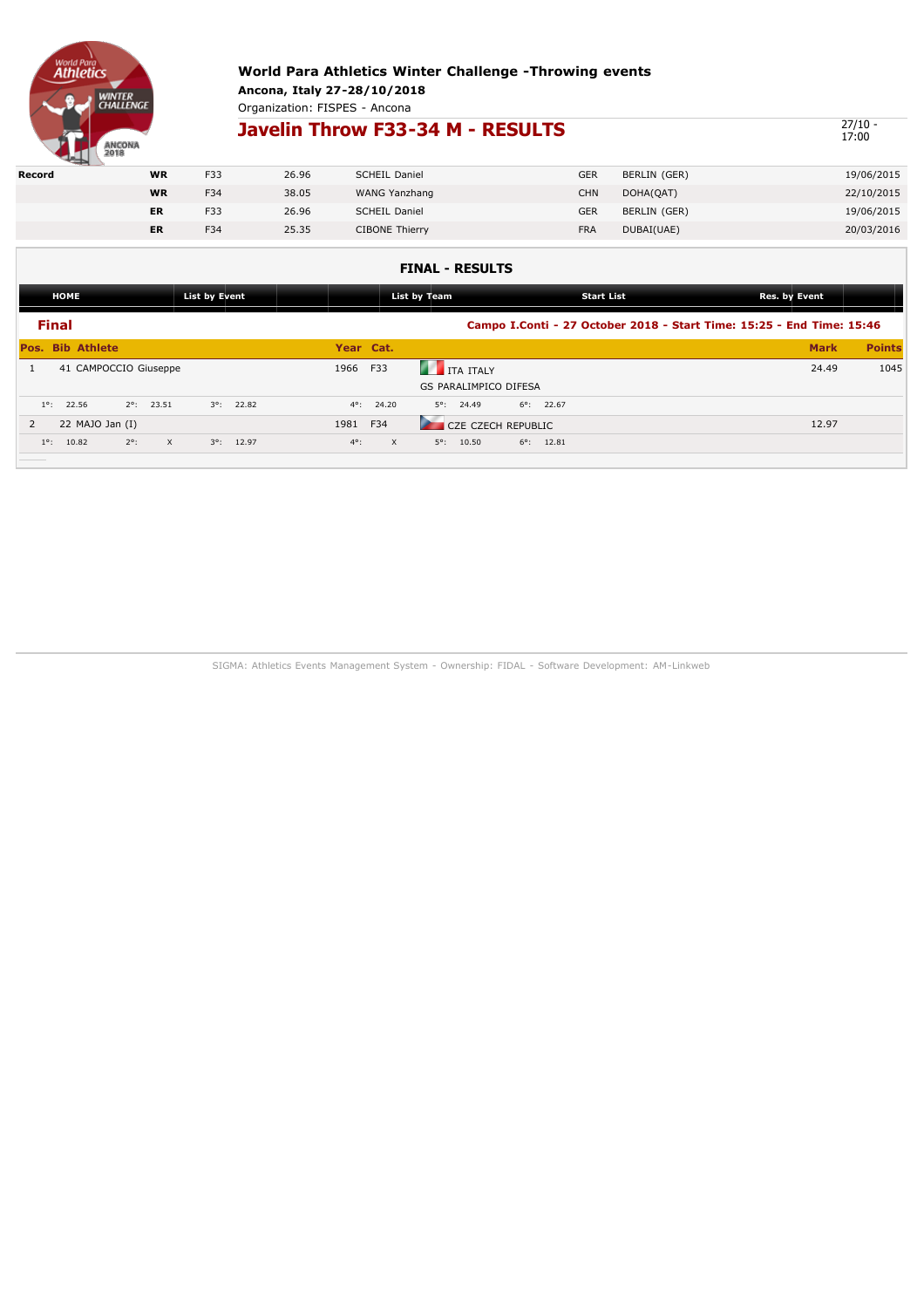**World Para Athletics Winter Challenge -Throwing events**

**Ancona, Italy 27-28/10/2018**

Organization: FISPES - Ancona

# Javelin Throw F33-34 M - RESULTS

27/10 - 17:00

| Record | | | | | | | |
|---|---|---|---|---|---|---|---|
| | WR | F33 | 26.96 | SCHEIL Daniel | GER | BERLIN (GER) | 19/06/2015 |
| | WR | F34 | 38.05 | WANG Yanzhang | CHN | DOHA(QAT) | 22/10/2015 |
| | ER | F33 | 26.96 | SCHEIL Daniel | GER | BERLIN (GER) | 19/06/2015 |
| | ER | F34 | 25.35 | CIBONE Thierry | FRA | DUBAI(UAE) | 20/03/2016 |

## FINAL - RESULTS

HOME | List by Event | List by Team | Start List | Res. by Event

### Final

**Campo I.Conti - 27 October 2018 - Start Time: 15:25 - End Time: 15:46**

| Pos. | Bib | Athlete | Year | Cat. | | Mark | Points |
|---|---|---|---|---|---|---|---|
| 1 | 41 | CAMPOCCIO Giuseppe | 1966 | F33 | ITA ITALY<br>GS PARALIMPICO DIFESA | 24.49 | 1045 |
| | | 1°: 22.56 2°: 23.51 3°: 22.82 | 4°: 24.20 | | 5°: 24.49 6°: 22.67 | | |
| 2 | 22 | MAJO Jan (I) | 1981 | F34 | CZE CZECH REPUBLIC | 12.97 | |
| | | 1°: 10.82 2°: X 3°: 12.97 | 4°: X | | 5°: 10.50 6°: 12.81 | | |

SIGMA: Athletics Events Management System - Ownership: FIDAL - Software Development: AM-Linkweb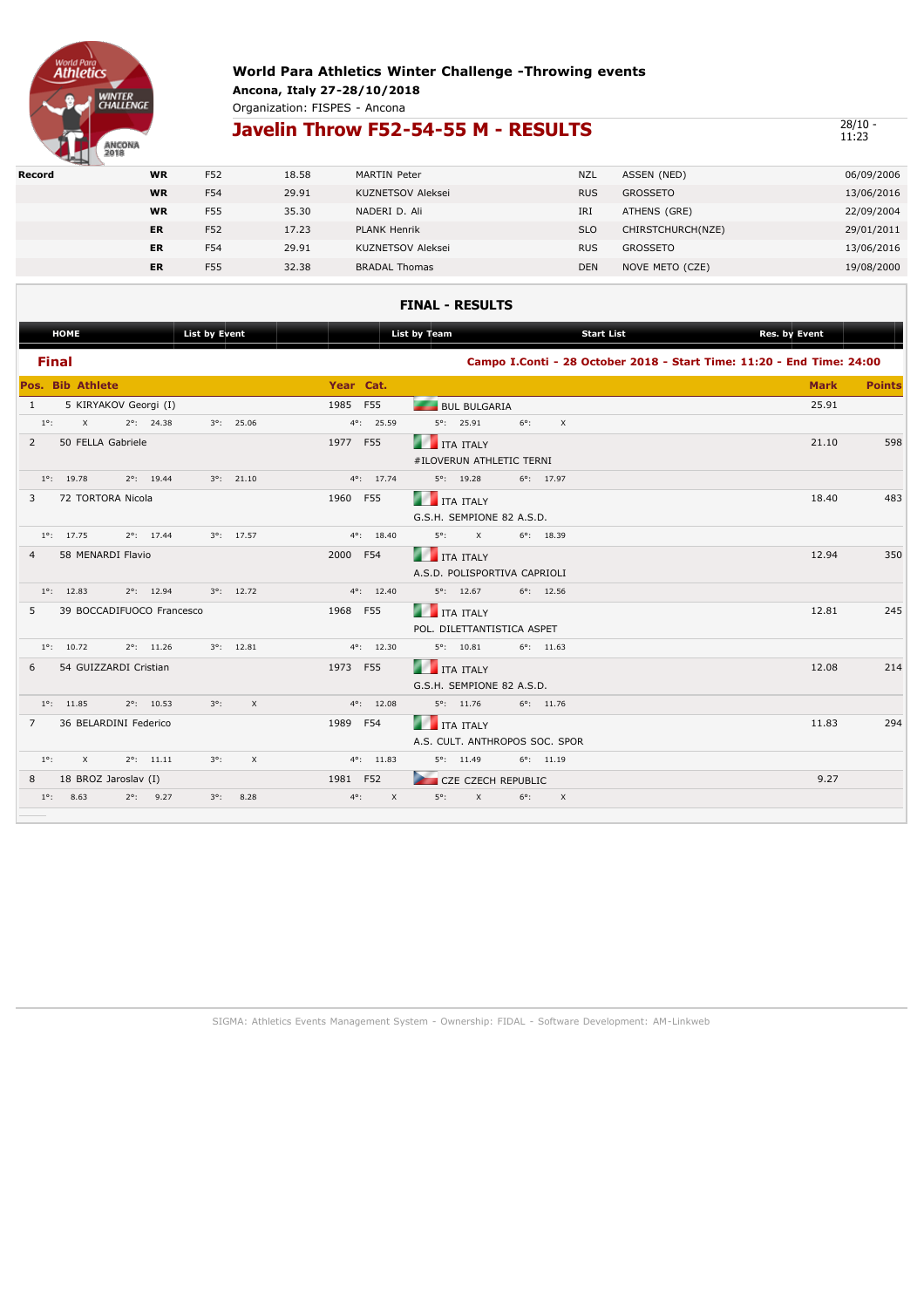# World Para Athletics Winter Challenge -Throwing events

**Ancona, Italy 27-28/10/2018**

Organization: FISPES - Ancona

## Javelin Throw F52-54-55 M - RESULTS

28/10 - 11:23

| Record | | | | | | | |
|---|---|---|---|---|---|---|---|
| | **WR** | F52 | 18.58 | MARTIN Peter | NZL | ASSEN (NED) | 06/09/2006 |
| | **WR** | F54 | 29.91 | KUZNETSOV Aleksei | RUS | GROSSETO | 13/06/2016 |
| | **WR** | F55 | 35.30 | NADERI D. Ali | IRI | ATHENS (GRE) | 22/09/2004 |
| | **ER** | F52 | 17.23 | PLANK Henrik | SLO | CHIRSTCHURCH(NZE) | 29/01/2011 |
| | **ER** | F54 | 29.91 | KUZNETSOV Aleksei | RUS | GROSSETO | 13/06/2016 |
| | **ER** | F55 | 32.38 | BRADAL Thomas | DEN | NOVE METO (CZE) | 19/08/2000 |

### FINAL - RESULTS

HOME | List by Event | List by Team | Start List | Res. by Event

**Final**

**Campo I.Conti - 28 October 2018 - Start Time: 11:20 - End Time: 24:00**

| Pos. | Bib | Athlete | Year | Cat. | Team | Mark | Points |
|---|---|---|---|---|---|---|---|
| 1 | 5 | KIRYAKOV Georgi (I) | 1985 | F55 | BUL BULGARIA | 25.91 | |
| | | 1°: X 2°: 24.38 3°: 25.06 | | | 4°: 25.59 5°: 25.91 6°: X | | |
| 2 | 50 | FELLA Gabriele | 1977 | F55 | ITA ITALY<br>#ILOVERUN ATHLETIC TERNI | 21.10 | 598 |
| | | 1°: 19.78 2°: 19.44 3°: 21.10 | | | 4°: 17.74 5°: 19.28 6°: 17.97 | | |
| 3 | 72 | TORTORA Nicola | 1960 | F55 | ITA ITALY<br>G.S.H. SEMPIONE 82 A.S.D. | 18.40 | 483 |
| | | 1°: 17.75 2°: 17.44 3°: 17.57 | | | 4°: 18.40 5°: X 6°: 18.39 | | |
| 4 | 58 | MENARDI Flavio | 2000 | F54 | ITA ITALY<br>A.S.D. POLISPORTIVA CAPRIOLI | 12.94 | 350 |
| | | 1°: 12.83 2°: 12.94 3°: 12.72 | | | 4°: 12.40 5°: 12.67 6°: 12.56 | | |
| 5 | 39 | BOCCADIFUOCO Francesco | 1968 | F55 | ITA ITALY<br>POL. DILETTANTISTICA ASPET | 12.81 | 245 |
| | | 1°: 10.72 2°: 11.26 3°: 12.81 | | | 4°: 12.30 5°: 10.81 6°: 11.63 | | |
| 6 | 54 | GUIZZARDI Cristian | 1973 | F55 | ITA ITALY<br>G.S.H. SEMPIONE 82 A.S.D. | 12.08 | 214 |
| | | 1°: 11.85 2°: 10.53 3°: X | | | 4°: 12.08 5°: 11.76 6°: 11.76 | | |
| 7 | 36 | BELARDINI Federico | 1989 | F54 | ITA ITALY<br>A.S. CULT. ANTHROPOS SOC. SPOR | 11.83 | 294 |
| | | 1°: X 2°: 11.11 3°: X | | | 4°: 11.83 5°: 11.49 6°: 11.19 | | |
| 8 | 18 | BROZ Jaroslav (I) | 1981 | F52 | CZE CZECH REPUBLIC | 9.27 | |
| | | 1°: 8.63 2°: 9.27 3°: 8.28 | | | 4°: X 5°: X 6°: X | | |

SIGMA: Athletics Events Management System - Ownership: FIDAL - Software Development: AM-Linkweb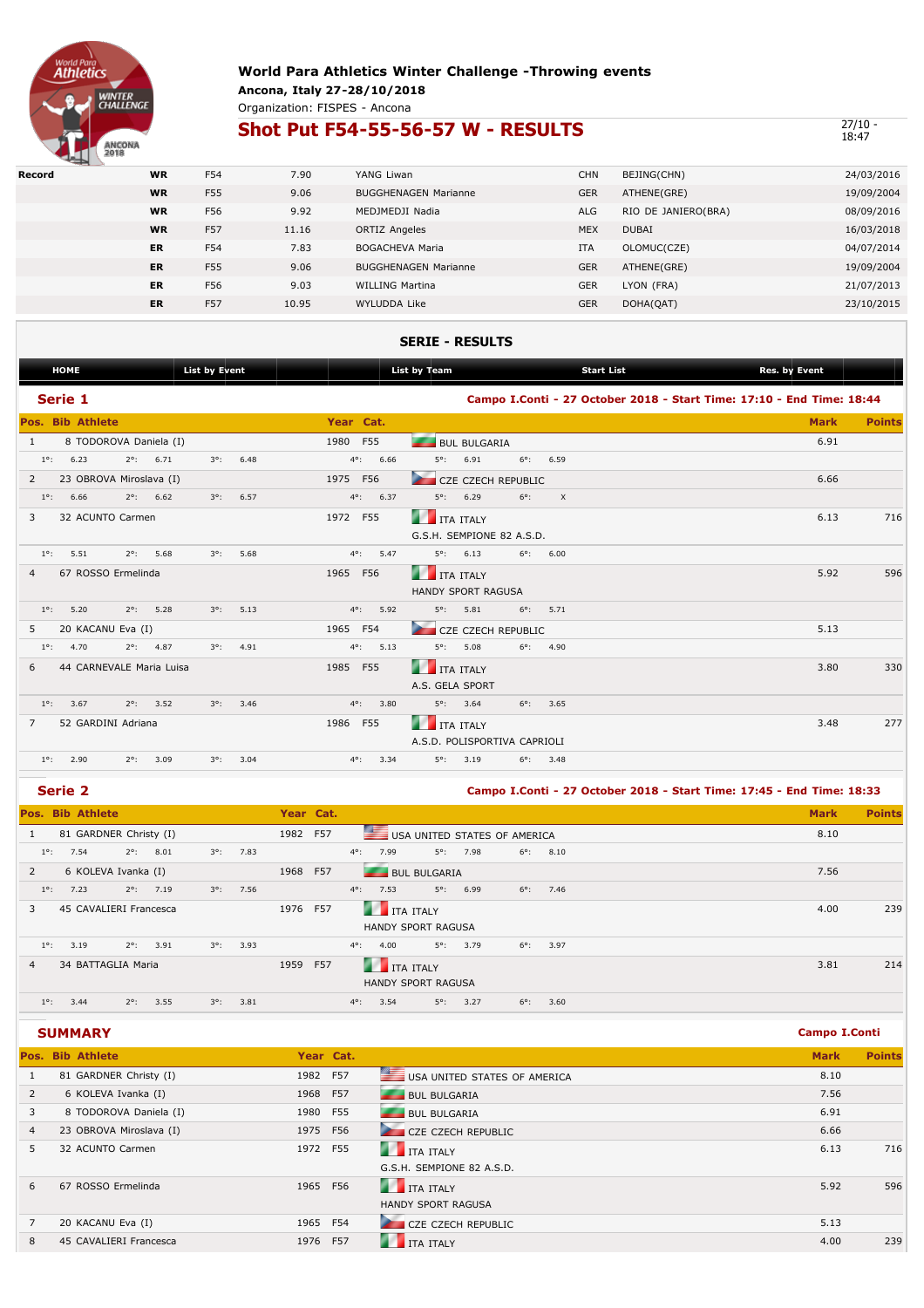# World Para Athletics Winter Challenge -Throwing events

**Ancona, Italy 27-28/10/2018**

Organization: FISPES - Ancona

## Shot Put F54-55-56-57 W - RESULTS

27/10 - 18:47

| Record | | | | | | | |
|---|---|---|---|---|---|---|---|
| | WR | F54 | 7.90 | YANG Liwan | CHN | BEJING(CHN) | 24/03/2016 |
| | WR | F55 | 9.06 | BUGGHENAGEN Marianne | GER | ATHENE(GRE) | 19/09/2004 |
| | WR | F56 | 9.92 | MEDJMEDJI Nadia | ALG | RIO DE JANEIRO(BRA) | 08/09/2016 |
| | WR | F57 | 11.16 | ORTIZ Angeles | MEX | DUBAI | 16/03/2018 |
| | ER | F54 | 7.83 | BOGACHEVA Maria | ITA | OLOMUC(CZE) | 04/07/2014 |
| | ER | F55 | 9.06 | BUGGHENAGEN Marianne | GER | ATHENE(GRE) | 19/09/2004 |
| | ER | F56 | 9.03 | WILLING Martina | GER | LYON (FRA) | 21/07/2013 |
| | ER | F57 | 10.95 | WYLUDDA Like | GER | DOHA(QAT) | 23/10/2015 |

### SERIE - RESULTS

HOME | List by Event | List by Team | Start List | Res. by Event

### Serie 1

**Campo I.Conti - 27 October 2018 - Start Time: 17:10 - End Time: 18:44**

| Pos. | Bib | Athlete | Year | Cat. | | Mark | Points |
|---|---|---|---|---|---|---|---|
| 1 | 8 | TODOROVA Daniela (I) | 1980 | F55 | BUL BULGARIA | 6.91 | |
| | | 1°: 6.23 2°: 6.71 3°: 6.48 4°: 6.66 5°: 6.91 6°: 6.59 | | | | | |
| 2 | 23 | OBROVA Miroslava (I) | 1975 | F56 | CZE CZECH REPUBLIC | 6.66 | |
| | | 1°: 6.66 2°: 6.62 3°: 6.57 4°: 6.37 5°: 6.29 6°: X | | | | | |
| 3 | 32 | ACUNTO Carmen | 1972 | F55 | ITA ITALY G.S.H. SEMPIONE 82 A.S.D. | 6.13 | 716 |
| | | 1°: 5.51 2°: 5.68 3°: 5.68 4°: 5.47 5°: 6.13 6°: 6.00 | | | | | |
| 4 | 67 | ROSSO Ermelinda | 1965 | F56 | ITA ITALY HANDY SPORT RAGUSA | 5.92 | 596 |
| | | 1°: 5.20 2°: 5.28 3°: 5.13 4°: 5.92 5°: 5.81 6°: 5.71 | | | | | |
| 5 | 20 | KACANU Eva (I) | 1965 | F54 | CZE CZECH REPUBLIC | 5.13 | |
| | | 1°: 4.70 2°: 4.87 3°: 4.91 4°: 5.13 5°: 5.08 6°: 4.90 | | | | | |
| 6 | 44 | CARNEVALE Maria Luisa | 1985 | F55 | ITA ITALY A.S. GELA SPORT | 3.80 | 330 |
| | | 1°: 3.67 2°: 3.52 3°: 3.46 4°: 3.80 5°: 3.64 6°: 3.65 | | | | | |
| 7 | 52 | GARDINI Adriana | 1986 | F55 | ITA ITALY A.S.D. POLISPORTIVA CAPRIOLI | 3.48 | 277 |
| | | 1°: 2.90 2°: 3.09 3°: 3.04 4°: 3.34 5°: 3.19 6°: 3.48 | | | | | |

### Serie 2

**Campo I.Conti - 27 October 2018 - Start Time: 17:45 - End Time: 18:33**

| Pos. | Bib | Athlete | Year | Cat. | | Mark | Points |
|---|---|---|---|---|---|---|---|
| 1 | 81 | GARDNER Christy (I) | 1982 | F57 | USA UNITED STATES OF AMERICA | 8.10 | |
| | | 1°: 7.54 2°: 8.01 3°: 7.83 4°: 7.99 5°: 7.98 6°: 8.10 | | | | | |
| 2 | 6 | KOLEVA Ivanka (I) | 1968 | F57 | BUL BULGARIA | 7.56 | |
| | | 1°: 7.23 2°: 7.19 3°: 7.56 4°: 7.53 5°: 6.99 6°: 7.46 | | | | | |
| 3 | 45 | CAVALIERI Francesca | 1976 | F57 | ITA ITALY HANDY SPORT RAGUSA | 4.00 | 239 |
| | | 1°: 3.19 2°: 3.91 3°: 3.93 4°: 4.00 5°: 3.79 6°: 3.97 | | | | | |
| 4 | 34 | BATTAGLIA Maria | 1959 | F57 | ITA ITALY HANDY SPORT RAGUSA | 3.81 | 214 |
| | | 1°: 3.44 2°: 3.55 3°: 3.81 4°: 3.54 5°: 3.27 6°: 3.60 | | | | | |

### SUMMARY

**Campo I.Conti**

| Pos. | Bib | Athlete | Year | Cat. | | Mark | Points |
|---|---|---|---|---|---|---|---|
| 1 | 81 | GARDNER Christy (I) | 1982 | F57 | USA UNITED STATES OF AMERICA | 8.10 | |
| 2 | 6 | KOLEVA Ivanka (I) | 1968 | F57 | BUL BULGARIA | 7.56 | |
| 3 | 8 | TODOROVA Daniela (I) | 1980 | F55 | BUL BULGARIA | 6.91 | |
| 4 | 23 | OBROVA Miroslava (I) | 1975 | F56 | CZE CZECH REPUBLIC | 6.66 | |
| 5 | 32 | ACUNTO Carmen | 1972 | F55 | ITA ITALY G.S.H. SEMPIONE 82 A.S.D. | 6.13 | 716 |
| 6 | 67 | ROSSO Ermelinda | 1965 | F56 | ITA ITALY HANDY SPORT RAGUSA | 5.92 | 596 |
| 7 | 20 | KACANU Eva (I) | 1965 | F54 | CZE CZECH REPUBLIC | 5.13 | |
| 8 | 45 | CAVALIERI Francesca | 1976 | F57 | ITA ITALY | 4.00 | 239 |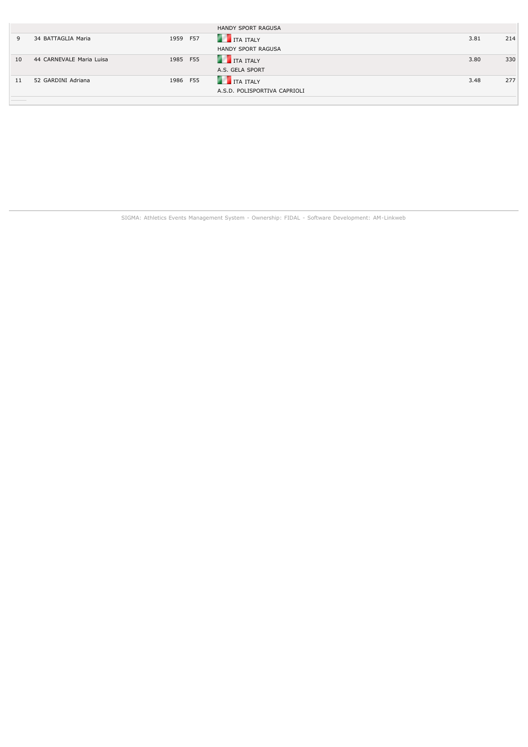| | | | | | |
|---|---|---|---|---|---|
| | | | HANDY SPORT RAGUSA | | |
| 9 | 34 BATTAGLIA Maria | 1959 F57 | ITA ITALY<br>HANDY SPORT RAGUSA | 3.81 | 214 |
| 10 | 44 CARNEVALE Maria Luisa | 1985 F55 | ITA ITALY<br>A.S. GELA SPORT | 3.80 | 330 |
| 11 | 52 GARDINI Adriana | 1986 F55 | ITA ITALY<br>A.S.D. POLISPORTIVA CAPRIOLI | 3.48 | 277 |

SIGMA: Athletics Events Management System - Ownership: FIDAL - Software Development: AM-Linkweb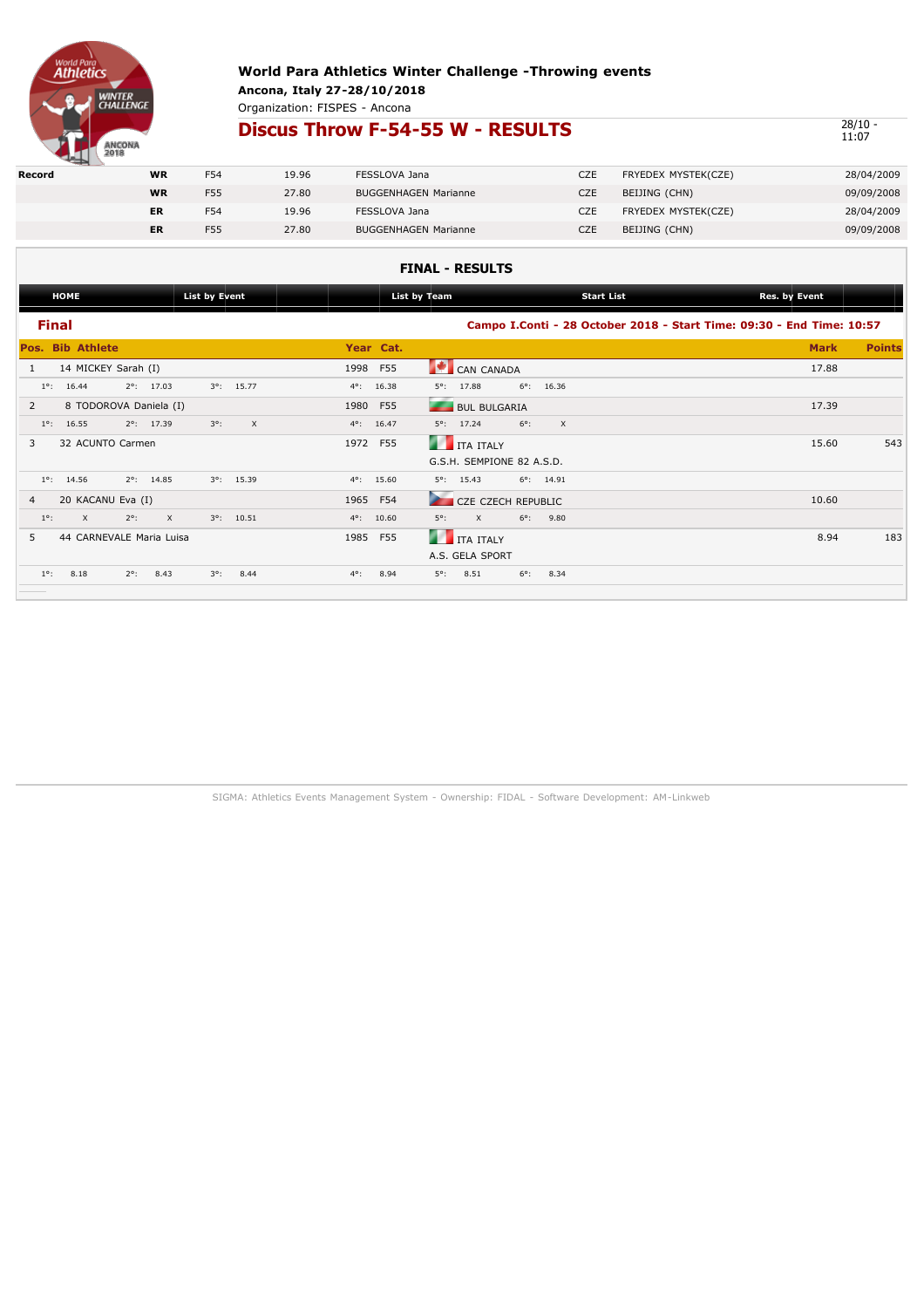# World Para Athletics Winter Challenge -Throwing events

**Ancona, Italy 27-28/10/2018**

Organization: FISPES - Ancona

## Discus Throw F-54-55 W - RESULTS

28/10 - 11:07

| Record | | | | | | | |
|---|---|---|---|---|---|---|---|
| | WR | F54 | 19.96 | FESSLOVA Jana | CZE | FRYEDEX MYSTEK(CZE) | 28/04/2009 |
| | WR | F55 | 27.80 | BUGGENHAGEN Marianne | CZE | BEIJING (CHN) | 09/09/2008 |
| | ER | F54 | 19.96 | FESSLOVA Jana | CZE | FRYEDEX MYSTEK(CZE) | 28/04/2009 |
| | ER | F55 | 27.80 | BUGGENHAGEN Marianne | CZE | BEIJING (CHN) | 09/09/2008 |

### FINAL - RESULTS

HOME | List by Event | List by Team | Start List | Res. by Event

### Final

**Campo I.Conti - 28 October 2018 - Start Time: 09:30 - End Time: 10:57**

| Pos. | Bib | Athlete | Year | Cat. | Team | Mark | Points |
|---|---|---|---|---|---|---|---|
| 1 | 14 | MICKEY Sarah (I) | 1998 | F55 | CAN CANADA | 17.88 | |
| | | 1°: 16.44 2°: 17.03 3°: 15.77 | | | 4°: 16.38 5°: 17.88 6°: 16.36 | | |
| 2 | 8 | TODOROVA Daniela (I) | 1980 | F55 | BUL BULGARIA | 17.39 | |
| | | 1°: 16.55 2°: 17.39 3°: X | | | 4°: 16.47 5°: 17.24 6°: X | | |
| 3 | 32 | ACUNTO Carmen | 1972 | F55 | ITA ITALY G.S.H. SEMPIONE 82 A.S.D. | 15.60 | 543 |
| | | 1°: 14.56 2°: 14.85 3°: 15.39 | | | 4°: 15.60 5°: 15.43 6°: 14.91 | | |
| 4 | 20 | KACANU Eva (I) | 1965 | F54 | CZE CZECH REPUBLIC | 10.60 | |
| | | 1°: X 2°: X 3°: 10.51 | | | 4°: 10.60 5°: X 6°: 9.80 | | |
| 5 | 44 | CARNEVALE Maria Luisa | 1985 | F55 | ITA ITALY A.S. GELA SPORT | 8.94 | 183 |
| | | 1°: 8.18 2°: 8.43 3°: 8.44 | | | 4°: 8.94 5°: 8.51 6°: 8.34 | | |

SIGMA: Athletics Events Management System - Ownership: FIDAL - Software Development: AM-Linkweb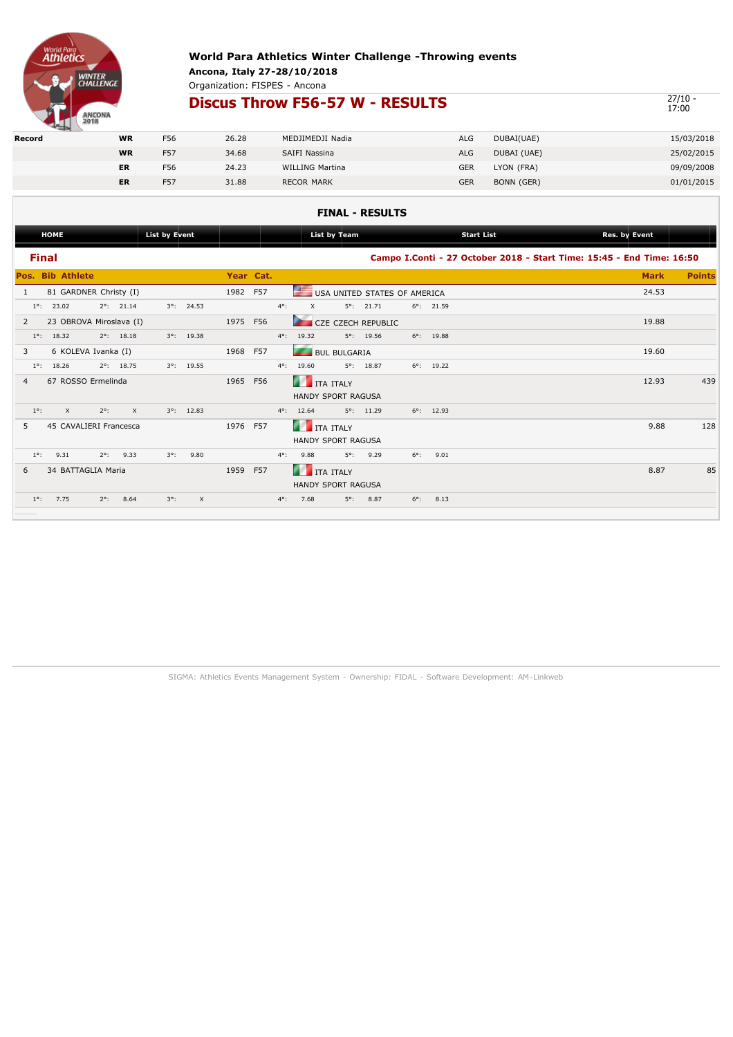# World Para Athletics Winter Challenge -Throwing events

**Ancona, Italy 27-28/10/2018**

Organization: FISPES - Ancona

## Discus Throw F56-57 W - RESULTS

27/10 - 17:00

| Record | | | | | | | |
|---|---|---|---|---|---|---|---|
| | WR | F56 | 26.28 | MEDJIMEDJI Nadia | ALG | DUBAI(UAE) | 15/03/2018 |
| | WR | F57 | 34.68 | SAIFI Nassina | ALG | DUBAI (UAE) | 25/02/2015 |
| | ER | F56 | 24.23 | WILLING Martina | GER | LYON (FRA) | 09/09/2008 |
| | ER | F57 | 31.88 | RECOR MARK | GER | BONN (GER) | 01/01/2015 |

### FINAL - RESULTS

HOME | List by Event | List by Team | Start List | Res. by Event

**Final**

Campo I.Conti - 27 October 2018 - Start Time: 15:45 - End Time: 16:50

| Pos. | Bib | Athlete | Year | Cat. | Team | Mark | Points |
|---|---|---|---|---|---|---|---|
| 1 | 81 | GARDNER Christy (I) | 1982 | F57 | USA UNITED STATES OF AMERICA | 24.53 | |
| | | 1°: 23.02 2°: 21.14 3°: 24.53 | | | 4°: X 5°: 21.71 6°: 21.59 | | |
| 2 | 23 | OBROVA Miroslava (I) | 1975 | F56 | CZE CZECH REPUBLIC | 19.88 | |
| | | 1°: 18.32 2°: 18.18 3°: 19.38 | | | 4°: 19.32 5°: 19.56 6°: 19.88 | | |
| 3 | 6 | KOLEVA Ivanka (I) | 1968 | F57 | BUL BULGARIA | 19.60 | |
| | | 1°: 18.26 2°: 18.75 3°: 19.55 | | | 4°: 19.60 5°: 18.87 6°: 19.22 | | |
| 4 | 67 | ROSSO Ermelinda | 1965 | F56 | ITA ITALY HANDY SPORT RAGUSA | 12.93 | 439 |
| | | 1°: X 2°: X 3°: 12.83 | | | 4°: 12.64 5°: 11.29 6°: 12.93 | | |
| 5 | 45 | CAVALIERI Francesca | 1976 | F57 | ITA ITALY HANDY SPORT RAGUSA | 9.88 | 128 |
| | | 1°: 9.31 2°: 9.33 3°: 9.80 | | | 4°: 9.88 5°: 9.29 6°: 9.01 | | |
| 6 | 34 | BATTAGLIA Maria | 1959 | F57 | ITA ITALY HANDY SPORT RAGUSA | 8.87 | 85 |
| | | 1°: 7.75 2°: 8.64 3°: X | | | 4°: 7.68 5°: 8.87 6°: 8.13 | | |

SIGMA: Athletics Events Management System - Ownership: FIDAL - Software Development: AM-Linkweb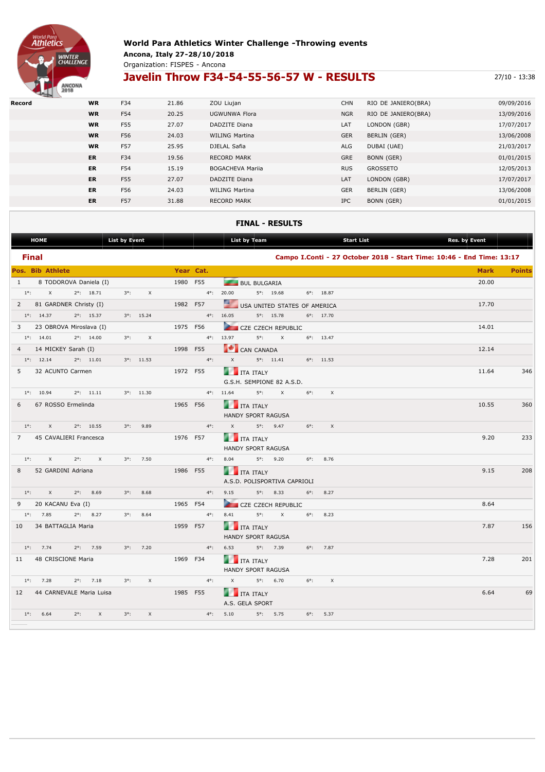# World Para Athletics Winter Challenge -Throwing events

**Ancona, Italy 27-28/10/2018**

Organization: FISPES - Ancona

## Javelin Throw F34-54-55-56-57 W - RESULTS

27/10 - 13:38

| Record | | | | | | | |
|---|---|---|---|---|---|---|---|
| | WR | F34 | 21.86 | ZOU Liujan | CHN | RIO DE JANIERO(BRA) | 09/09/2016 |
| | WR | F54 | 20.25 | UGWUNWA Flora | NGR | RIO DE JANIERO(BRA) | 13/09/2016 |
| | WR | F55 | 27.07 | DADZITE Diana | LAT | LONDON (GBR) | 17/07/2017 |
| | WR | F56 | 24.03 | WILING Martina | GER | BERLIN (GER) | 13/06/2008 |
| | WR | F57 | 25.95 | DJELAL Safia | ALG | DUBAI (UAE) | 21/03/2017 |
| | ER | F34 | 19.56 | RECORD MARK | GRE | BONN (GER) | 01/01/2015 |
| | ER | F54 | 15.19 | BOGACHEVA Mariia | RUS | GROSSETO | 12/05/2013 |
| | ER | F55 | 27.07 | DADZITE Diana | LAT | LONDON (GBR) | 17/07/2017 |
| | ER | F56 | 24.03 | WILING Martina | GER | BERLIN (GER) | 13/06/2008 |
| | ER | F57 | 31.88 | RECORD MARK | IPC | BONN (GER) | 01/01/2015 |

### FINAL - RESULTS

HOME | List by Event | List by Team | Start List | Res. by Event

**Final**

**Campo I.Conti - 27 October 2018 - Start Time: 10:46 - End Time: 13:17**

| Pos. | Bib | Athlete | Year | Cat. | Team | Mark | Points |
|---|---|---|---|---|---|---|---|
| 1 | 8 | TODOROVA Daniela (I) | 1980 | F55 | BUL BULGARIA | 20.00 | |
| | | 1°: X 2°: 18.71 3°: X 4°: 20.00 5°: 19.68 6°: 18.87 | | | | | |
| 2 | 81 | GARDNER Christy (I) | 1982 | F57 | USA UNITED STATES OF AMERICA | 17.70 | |
| | | 1°: 14.37 2°: 15.37 3°: 15.24 4°: 16.05 5°: 15.78 6°: 17.70 | | | | | |
| 3 | 23 | OBROVA Miroslava (I) | 1975 | F56 | CZE CZECH REPUBLIC | 14.01 | |
| | | 1°: 14.01 2°: 14.00 3°: X 4°: 13.97 5°: X 6°: 13.47 | | | | | |
| 4 | 14 | MICKEY Sarah (I) | 1998 | F55 | CAN CANADA | 12.14 | |
| | | 1°: 12.14 2°: 11.01 3°: 11.53 4°: X 5°: 11.41 6°: 11.53 | | | | | |
| 5 | 32 | ACUNTO Carmen | 1972 | F55 | ITA ITALY / G.S.H. SEMPIONE 82 A.S.D. | 11.64 | 346 |
| | | 1°: 10.94 2°: 11.11 3°: 11.30 4°: 11.64 5°: X 6°: X | | | | | |
| 6 | 67 | ROSSO Ermelinda | 1965 | F56 | ITA ITALY / HANDY SPORT RAGUSA | 10.55 | 360 |
| | | 1°: X 2°: 10.55 3°: 9.89 4°: X 5°: 9.47 6°: X | | | | | |
| 7 | 45 | CAVALIERI Francesca | 1976 | F57 | ITA ITALY / HANDY SPORT RAGUSA | 9.20 | 233 |
| | | 1°: X 2°: X 3°: 7.50 4°: 8.04 5°: 9.20 6°: 8.76 | | | | | |
| 8 | 52 | GARDINI Adriana | 1986 | F55 | ITA ITALY / A.S.D. POLISPORTIVA CAPRIOLI | 9.15 | 208 |
| | | 1°: X 2°: 8.69 3°: 8.68 4°: 9.15 5°: 8.33 6°: 8.27 | | | | | |
| 9 | 20 | KACANU Eva (I) | 1965 | F54 | CZE CZECH REPUBLIC | 8.64 | |
| | | 1°: 7.85 2°: 8.27 3°: 8.64 4°: 8.41 5°: X 6°: 8.23 | | | | | |
| 10 | 34 | BATTAGLIA Maria | 1959 | F57 | ITA ITALY / HANDY SPORT RAGUSA | 7.87 | 156 |
| | | 1°: 7.74 2°: 7.59 3°: 7.20 4°: 6.53 5°: 7.39 6°: 7.87 | | | | | |
| 11 | 48 | CRISCIONE Maria | 1969 | F34 | ITA ITALY / HANDY SPORT RAGUSA | 7.28 | 201 |
| | | 1°: 7.28 2°: 7.18 3°: X 4°: X 5°: 6.70 6°: X | | | | | |
| 12 | 44 | CARNEVALE Maria Luisa | 1985 | F55 | ITA ITALY / A.S. GELA SPORT | 6.64 | 69 |
| | | 1°: 6.64 2°: X 3°: X 4°: 5.10 5°: 5.75 6°: 5.37 | | | | | |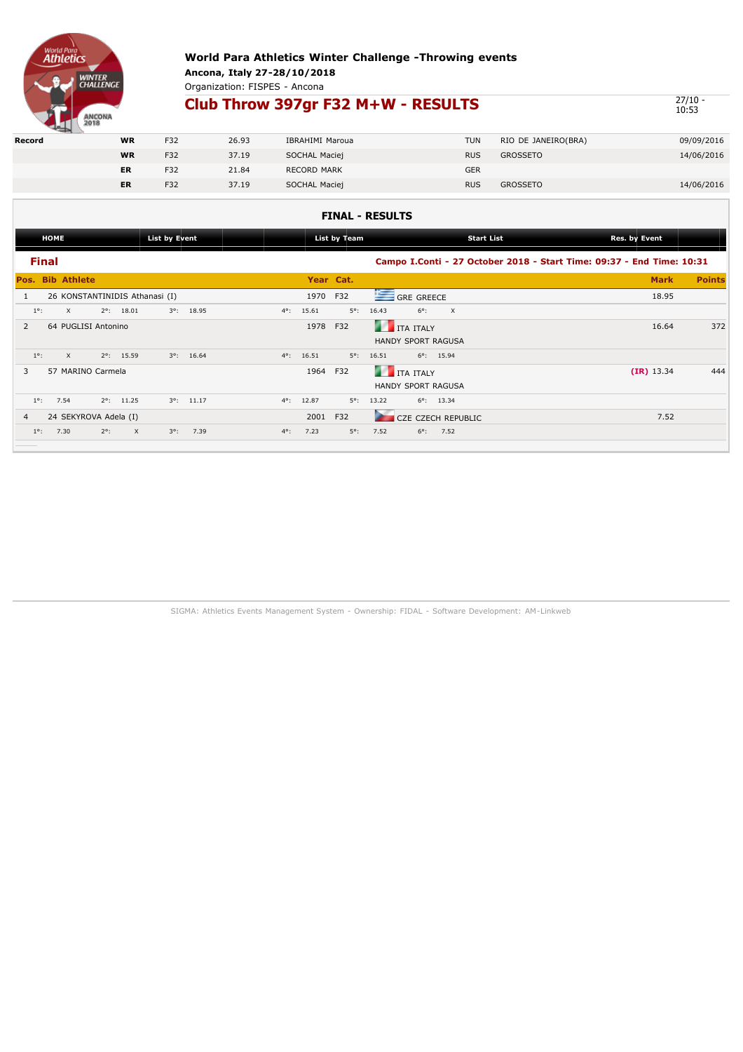**World Para Athletics Winter Challenge -Throwing events**

**Ancona, Italy 27-28/10/2018**

Organization: FISPES - Ancona

## Club Throw 397gr F32 M+W - RESULTS

27/10 - 10:53

| Record | | | | | | | |
|---|---|---|---|---|---|---|---|
| | WR | F32 | 26.93 | IBRAHIMI Maroua | TUN | RIO DE JANEIRO(BRA) | 09/09/2016 |
| | WR | F32 | 37.19 | SOCHAL Maciej | RUS | GROSSETO | 14/06/2016 |
| | ER | F32 | 21.84 | RECORD MARK | GER | | |
| | ER | F32 | 37.19 | SOCHAL Maciej | RUS | GROSSETO | 14/06/2016 |

### FINAL - RESULTS

HOME | List by Event | List by Team | Start List | Res. by Event

**Final**

**Campo I.Conti - 27 October 2018 - Start Time: 09:37 - End Time: 10:31**

| Pos. | Bib | Athlete | Year | Cat. | | Mark | Points |
|---|---|---|---|---|---|---|---|
| 1 | 26 | KONSTANTINIDIS Athanasi (I) | 1970 | F32 | GRE GREECE | 18.95 | |
| | | 1°: X 2°: 18.01 3°: 18.95 4°: 15.61 5°: 16.43 6°: X | | | | | |
| 2 | 64 | PUGLISI Antonino | 1978 | F32 | ITA ITALY HANDY SPORT RAGUSA | 16.64 | 372 |
| | | 1°: X 2°: 15.59 3°: 16.64 4°: 16.51 5°: 16.51 6°: 15.94 | | | | | |
| 3 | 57 | MARINO Carmela | 1964 | F32 | ITA ITALY HANDY SPORT RAGUSA | (IR) 13.34 | 444 |
| | | 1°: 7.54 2°: 11.25 3°: 11.17 4°: 12.87 5°: 13.22 6°: 13.34 | | | | | |
| 4 | 24 | SEKYROVA Adela (I) | 2001 | F32 | CZE CZECH REPUBLIC | 7.52 | |
| | | 1°: 7.30 2°: X 3°: 7.39 4°: 7.23 5°: 7.52 6°: 7.52 | | | | | |

SIGMA: Athletics Events Management System - Ownership: FIDAL - Software Development: AM-Linkweb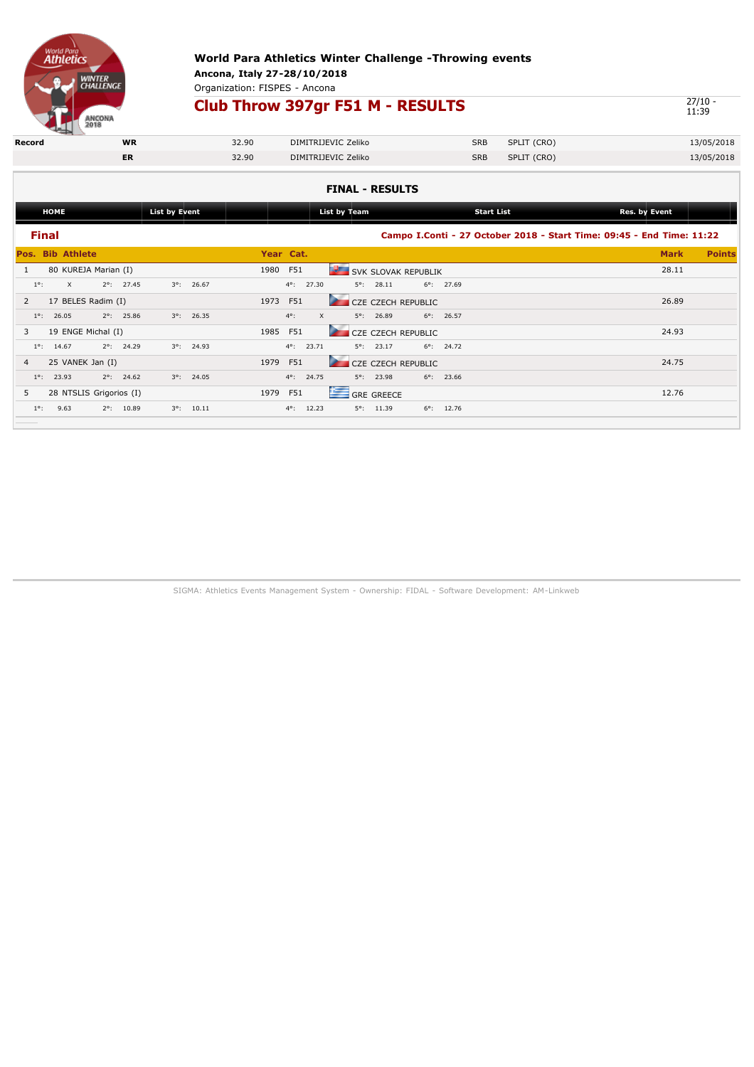# World Para Athletics Winter Challenge -Throwing events

**Ancona, Italy 27-28/10/2018**

Organization: FISPES - Ancona

## Club Throw 397gr F51 M - RESULTS

27/10 - 11:39

| Record | | | | | | |
|---|---|---|---|---|---|---|
| | WR | 32.90 | DIMITRIJEVIC Zeliko | SRB | SPLIT (CRO) | 13/05/2018 |
| | ER | 32.90 | DIMITRIJEVIC Zeliko | SRB | SPLIT (CRO) | 13/05/2018 |

### FINAL - RESULTS

HOME | List by Event | List by Team | Start List | Res. by Event

**Final**

**Campo I.Conti - 27 October 2018 - Start Time: 09:45 - End Time: 11:22**

| Pos. | Bib | Athlete | Year | Cat. | Team | Mark | Points |
|---|---|---|---|---|---|---|---|
| 1 | 80 | KUREJA Marian (I) | 1980 | F51 | SVK SLOVAK REPUBLIK | 28.11 | |
| | | 1°: X 2°: 27.45 3°: 26.67 4°: 27.30 5°: 28.11 6°: 27.69 | | | | | |
| 2 | 17 | BELES Radim (I) | 1973 | F51 | CZE CZECH REPUBLIC | 26.89 | |
| | | 1°: 26.05 2°: 25.86 3°: 26.35 4°: X 5°: 26.89 6°: 26.57 | | | | | |
| 3 | 19 | ENGE Michal (I) | 1985 | F51 | CZE CZECH REPUBLIC | 24.93 | |
| | | 1°: 14.67 2°: 24.29 3°: 24.93 4°: 23.71 5°: 23.17 6°: 24.72 | | | | | |
| 4 | 25 | VANEK Jan (I) | 1979 | F51 | CZE CZECH REPUBLIC | 24.75 | |
| | | 1°: 23.93 2°: 24.62 3°: 24.05 4°: 24.75 5°: 23.98 6°: 23.66 | | | | | |
| 5 | 28 | NTSLIS Grigorios (I) | 1979 | F51 | GRE GREECE | 12.76 | |
| | | 1°: 9.63 2°: 10.89 3°: 10.11 4°: 12.23 5°: 11.39 6°: 12.76 | | | | | |

SIGMA: Athletics Events Management System - Ownership: FIDAL - Software Development: AM-Linkweb